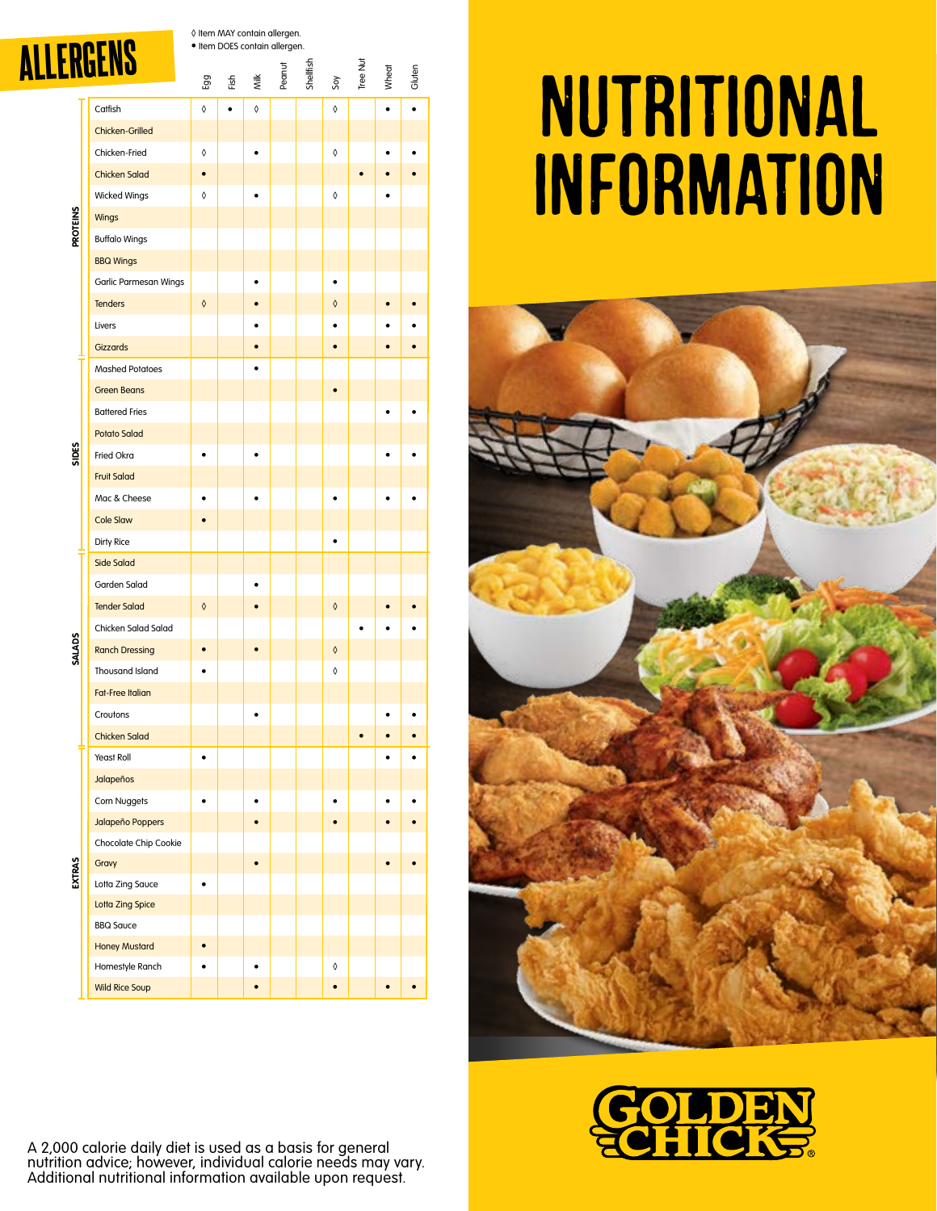# ALLERGENS

◊ Item MAY contain allergen.
• Item DOES contain allergen.

| Category | Item | Egg | Fish | Milk | Peanut | Shellfish | Soy | Tree Nut | Wheat | Gluten |
|---|---|---|---|---|---|---|---|---|---|---|
| PROTEINS | Catfish | ◊ | • | ◊ | | | ◊ | | • | • |
| | Chicken-Grilled | | | | | | | | | |
| | Chicken-Fried | ◊ | | • | | | ◊ | | • | • |
| | Chicken Salad | • | | | | | | • | • | • |
| | Wicked Wings | ◊ | | • | | | ◊ | | • | |
| | Wings | | | | | | | | | |
| | Buffalo Wings | | | | | | | | | |
| | BBQ Wings | | | | | | | | | |
| | Garlic Parmesan Wings | | | • | | | • | | | |
| | Tenders | ◊ | | • | | | ◊ | | • | • |
| | Livers | | | • | | | • | | • | • |
| | Gizzards | | | • | | | • | | • | • |
| SIDES | Mashed Potatoes | | | • | | | | | | |
| | Green Beans | | | | | | • | | | |
| | Battered Fries | | | | | | | | • | • |
| | Potato Salad | | | | | | | | | |
| | Fried Okra | • | | • | | | | | • | • |
| | Fruit Salad | | | | | | | | | |
| | Mac & Cheese | • | | • | | | • | | • | • |
| | Cole Slaw | • | | | | | | | | |
| | Dirty Rice | | | | | | • | | | |
| SALADS | Side Salad | | | | | | | | | |
| | Garden Salad | | | • | | | | | | |
| | Tender Salad | ◊ | | • | | | ◊ | | • | • |
| | Chicken Salad Salad | | | | | | | • | • | • |
| | Ranch Dressing | • | | • | | | ◊ | | | |
| | Thousand Island | • | | | | | ◊ | | | |
| | Fat-Free Italian | | | | | | | | | |
| | Croutons | | | • | | | | | • | • |
| | Chicken Salad | | | | | | | • | • | • |
| EXTRAS | Yeast Roll | • | | | | | | | • | • |
| | Jalapeños | | | | | | | | | |
| | Corn Nuggets | • | | • | | | • | | • | • |
| | Jalapeño Poppers | | | • | | | • | | • | • |
| | Chocolate Chip Cookie | | | | | | | | | |
| | Gravy | | | • | | | | | • | • |
| | Lotta Zing Sauce | • | | | | | | | | |
| | Lotta Zing Spice | | | | | | | | | |
| | BBQ Sauce | | | | | | | | | |
| | Honey Mustard | • | | | | | | | | |
| | Homestyle Ranch | • | | • | | | ◊ | | | |
| | Wild Rice Soup | | | • | | | • | | • | • |

A 2,000 calorie daily diet is used as a basis for general nutrition advice; however, individual calorie needs may vary. Additional nutritional information available upon request.

# NUTRITIONAL INFORMATION

GOLDEN CHICK®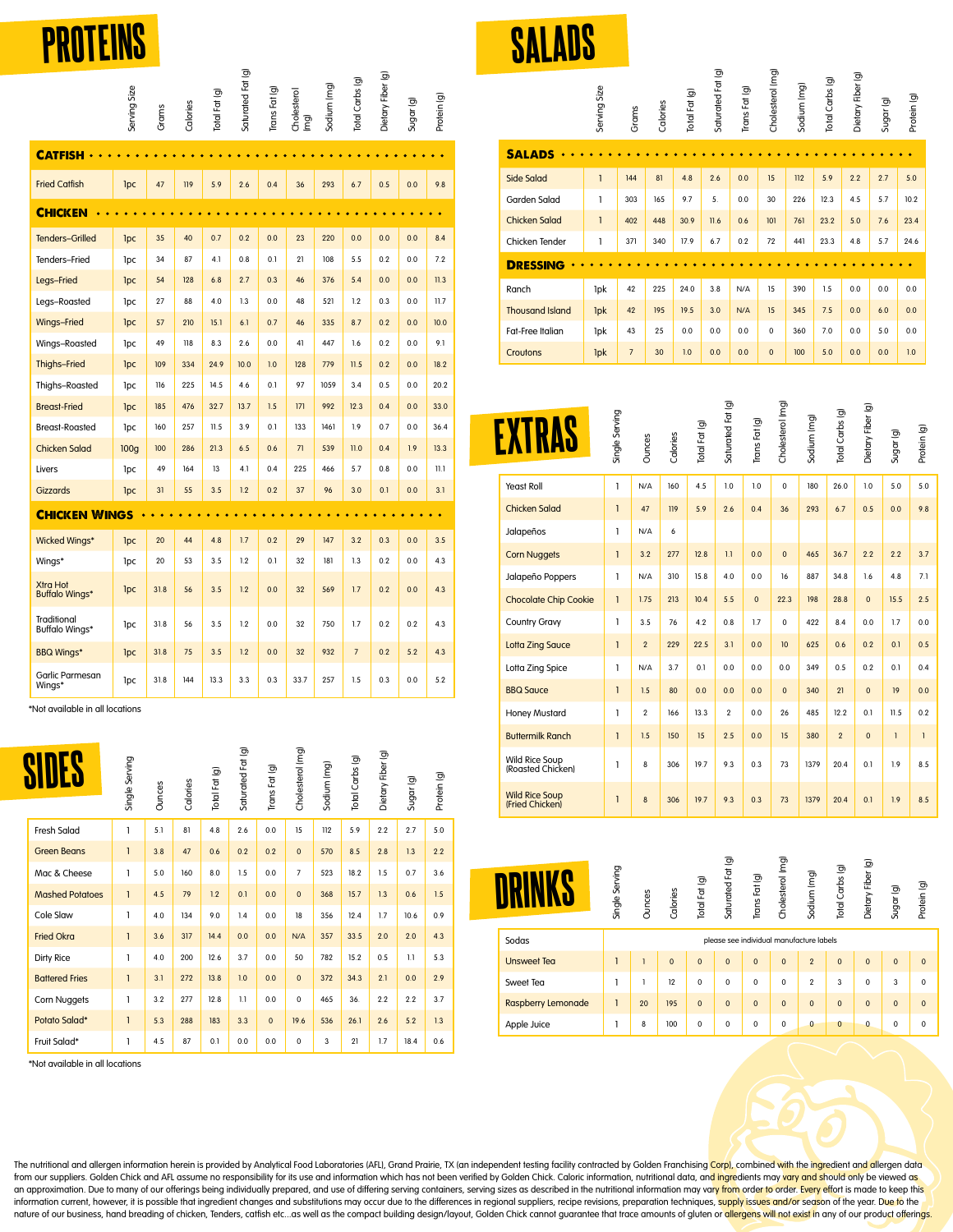# PROTEINS

| | Serving Size | Grams | Calories | Total Fat (g) | Saturated Fat (g) | Trans Fat (g) | Cholesterol (mg) | Sodium (mg) | Total Carbs (g) | Dietary Fiber (g) | Sugar (g) | Protein (g) |
|---|---|---|---|---|---|---|---|---|---|---|---|---|
| **CATFISH** | | | | | | | | | | | | |
| Fried Catfish | 1pc | 47 | 119 | 5.9 | 2.6 | 0.4 | 36 | 293 | 6.7 | 0.5 | 0.0 | 9.8 |
| **CHICKEN** | | | | | | | | | | | | |
| Tenders–Grilled | 1pc | 35 | 40 | 0.7 | 0.2 | 0.0 | 23 | 220 | 0.0 | 0.0 | 0.0 | 8.4 |
| Tenders–Fried | 1pc | 34 | 87 | 4.1 | 0.8 | 0.1 | 21 | 108 | 5.5 | 0.2 | 0.0 | 7.2 |
| Legs–Fried | 1pc | 54 | 128 | 6.8 | 2.7 | 0.3 | 46 | 376 | 5.4 | 0.0 | 0.0 | 11.3 |
| Legs–Roasted | 1pc | 27 | 88 | 4.0 | 1.3 | 0.0 | 48 | 521 | 1.2 | 0.3 | 0.0 | 11.7 |
| Wings–Fried | 1pc | 57 | 210 | 15.1 | 6.1 | 0.7 | 46 | 335 | 8.7 | 0.2 | 0.0 | 10.0 |
| Wings–Roasted | 1pc | 49 | 118 | 8.3 | 2.6 | 0.0 | 41 | 447 | 1.6 | 0.2 | 0.0 | 9.1 |
| Thighs–Fried | 1pc | 109 | 334 | 24.9 | 10.0 | 1.0 | 128 | 779 | 11.5 | 0.2 | 0.0 | 18.2 |
| Thighs–Roasted | 1pc | 116 | 225 | 14.5 | 4.6 | 0.1 | 97 | 1059 | 3.4 | 0.5 | 0.0 | 20.2 |
| Breast-Fried | 1pc | 185 | 476 | 32.7 | 13.7 | 1.5 | 171 | 992 | 12.3 | 0.4 | 0.0 | 33.0 |
| Breast-Roasted | 1pc | 160 | 257 | 11.5 | 3.9 | 0.1 | 133 | 1461 | 1.9 | 0.7 | 0.0 | 36.4 |
| Chicken Salad | 100g | 100 | 286 | 21.3 | 6.5 | 0.6 | 71 | 539 | 11.0 | 0.4 | 1.9 | 13.3 |
| Livers | 1pc | 49 | 164 | 13 | 4.1 | 0.4 | 225 | 466 | 5.7 | 0.8 | 0.0 | 11.1 |
| Gizzards | 1pc | 31 | 55 | 3.5 | 1.2 | 0.2 | 37 | 96 | 3.0 | 0.1 | 0.0 | 3.1 |
| **CHICKEN WINGS** | | | | | | | | | | | | |
| Wicked Wings* | 1pc | 20 | 44 | 4.8 | 1.7 | 0.2 | 29 | 147 | 3.2 | 0.3 | 0.0 | 3.5 |
| Wings* | 1pc | 20 | 53 | 3.5 | 1.2 | 0.1 | 32 | 181 | 1.3 | 0.2 | 0.0 | 4.3 |
| Xtra Hot Buffalo Wings* | 1pc | 31.8 | 56 | 3.5 | 1.2 | 0.0 | 32 | 569 | 1.7 | 0.2 | 0.0 | 4.3 |
| Traditional Buffalo Wings* | 1pc | 31.8 | 56 | 3.5 | 1.2 | 0.0 | 32 | 750 | 1.7 | 0.2 | 0.2 | 4.3 |
| BBQ Wings* | 1pc | 31.8 | 75 | 3.5 | 1.2 | 0.0 | 32 | 932 | 7 | 0.2 | 5.2 | 4.3 |
| Garlic Parmesan Wings* | 1pc | 31.8 | 144 | 13.3 | 3.3 | 0.3 | 33.7 | 257 | 1.5 | 0.3 | 0.0 | 5.2 |

*Not available in all locations

# SIDES

| | Single Serving | Ounces | Calories | Total Fat (g) | Saturated Fat (g) | Trans Fat (g) | Cholesterol (mg) | Sodium (mg) | Total Carbs (g) | Dietary Fiber (g) | Sugar (g) | Protein (g) |
|---|---|---|---|---|---|---|---|---|---|---|---|---|
| Fresh Salad | 1 | 5.1 | 81 | 4.8 | 2.6 | 0.0 | 15 | 112 | 5.9 | 2.2 | 2.7 | 5.0 |
| Green Beans | 1 | 3.8 | 47 | 0.6 | 0.2 | 0.2 | 0 | 570 | 8.5 | 2.8 | 1.3 | 2.2 |
| Mac & Cheese | 1 | 5.0 | 160 | 8.0 | 1.5 | 0.0 | 7 | 523 | 18.2 | 1.5 | 0.7 | 3.6 |
| Mashed Potatoes | 1 | 4.5 | 79 | 1.2 | 0.1 | 0.0 | 0 | 368 | 15.7 | 1.3 | 0.6 | 1.5 |
| Cole Slaw | 1 | 4.0 | 134 | 9.0 | 1.4 | 0.0 | 18 | 356 | 12.4 | 1.7 | 10.6 | 0.9 |
| Fried Okra | 1 | 3.6 | 317 | 14.4 | 0.0 | 0.0 | N/A | 357 | 33.5 | 2.0 | 2.0 | 4.3 |
| Dirty Rice | 1 | 4.0 | 200 | 12.6 | 3.7 | 0.0 | 50 | 782 | 15.2 | 0.5 | 1.1 | 5.3 |
| Battered Fries | 1 | 3.1 | 272 | 13.8 | 1.0 | 0.0 | 0 | 372 | 34.3 | 2.1 | 0.0 | 2.9 |
| Corn Nuggets | 1 | 3.2 | 277 | 12.8 | 1.1 | 0.0 | 0 | 465 | 36. | 2.2 | 2.2 | 3.7 |
| Potato Salad* | 1 | 5.3 | 288 | 183 | 3.3 | 0 | 19.6 | 536 | 26.1 | 2.6 | 5.2 | 1.3 |
| Fruit Salad* | 1 | 4.5 | 87 | 0.1 | 0.0 | 0.0 | 0 | 3 | 21 | 1.7 | 18.4 | 0.6 |

*Not available in all locations

# SALADS

| | Serving Size | Grams | Calories | Total Fat (g) | Saturated Fat (g) | Trans Fat (g) | Cholesterol (mg) | Sodium (mg) | Total Carbs (g) | Dietary Fiber (g) | Sugar (g) | Protein (g) |
|---|---|---|---|---|---|---|---|---|---|---|---|---|
| **SALADS** | | | | | | | | | | | | |
| Side Salad | 1 | 144 | 81 | 4.8 | 2.6 | 0.0 | 15 | 112 | 5.9 | 2.2 | 2.7 | 5.0 |
| Garden Salad | 1 | 303 | 165 | 9.7 | 5. | 0.0 | 30 | 226 | 12.3 | 4.5 | 5.7 | 10.2 |
| Chicken Salad | 1 | 402 | 448 | 30.9 | 11.6 | 0.6 | 101 | 761 | 23.2 | 5.0 | 7.6 | 23.4 |
| Chicken Tender | 1 | 371 | 340 | 17.9 | 6.7 | 0.2 | 72 | 441 | 23.3 | 4.8 | 5.7 | 24.6 |
| **DRESSING** | | | | | | | | | | | | |
| Ranch | 1pk | 42 | 225 | 24.0 | 3.8 | N/A | 15 | 390 | 1.5 | 0.0 | 0.0 | 0.0 |
| Thousand Island | 1pk | 42 | 195 | 19.5 | 3.0 | N/A | 15 | 345 | 7.5 | 0.0 | 6.0 | 0.0 |
| Fat-Free Italian | 1pk | 43 | 25 | 0.0 | 0.0 | 0.0 | 0 | 360 | 7.0 | 0.0 | 5.0 | 0.0 |
| Croutons | 1pk | 7 | 30 | 1.0 | 0.0 | 0.0 | 0 | 100 | 5.0 | 0.0 | 0.0 | 1.0 |

# EXTRAS

| | Single Serving | Ounces | Calories | Total Fat (g) | Saturated Fat (g) | Trans Fat (g) | Cholesterol (mg) | Sodium (mg) | Total Carbs (g) | Dietary Fiber (g) | Sugar (g) | Protein (g) |
|---|---|---|---|---|---|---|---|---|---|---|---|---|
| Yeast Roll | 1 | N/A | 160 | 4.5 | 1.0 | 1.0 | 0 | 180 | 26.0 | 1.0 | 5.0 | 5.0 |
| Chicken Salad | 1 | 47 | 119 | 5.9 | 2.6 | 0.4 | 36 | 293 | 6.7 | 0.5 | 0.0 | 9.8 |
| Jalapeños | 1 | N/A | 6 | | | | | | | | | |
| Corn Nuggets | 1 | 3.2 | 277 | 12.8 | 1.1 | 0.0 | 0 | 465 | 36.7 | 2.2 | 2.2 | 3.7 |
| Jalapeño Poppers | 1 | N/A | 310 | 15.8 | 4.0 | 0.0 | 16 | 887 | 34.8 | 1.6 | 4.8 | 7.1 |
| Chocolate Chip Cookie | 1 | 1.75 | 213 | 10.4 | 5.5 | 0 | 22.3 | 198 | 28.8 | 0 | 15.5 | 2.5 |
| Country Gravy | 1 | 3.5 | 76 | 4.2 | 0.8 | 1.7 | 0 | 422 | 8.4 | 0.0 | 1.7 | 0.0 |
| Lotta Zing Sauce | 1 | 2 | 229 | 22.5 | 3.1 | 0.0 | 10 | 625 | 0.6 | 0.2 | 0.1 | 0.5 |
| Lotta Zing Spice | 1 | N/A | 3.7 | 0.1 | 0.0 | 0.0 | 0.0 | 349 | 0.5 | 0.2 | 0.1 | 0.4 |
| BBQ Sauce | 1 | 1.5 | 80 | 0.0 | 0.0 | 0.0 | 0 | 340 | 21 | 0 | 19 | 0.0 |
| Honey Mustard | 1 | 2 | 166 | 13.3 | 2 | 0.0 | 26 | 485 | 12.2 | 0.1 | 11.5 | 0.2 |
| Buttermilk Ranch | 1 | 1.5 | 150 | 15 | 2.5 | 0.0 | 15 | 380 | 2 | 0 | 1 | 1 |
| Wild Rice Soup (Roasted Chicken) | 1 | 8 | 306 | 19.7 | 9.3 | 0.3 | 73 | 1379 | 20.4 | 0.1 | 1.9 | 8.5 |
| Wild Rice Soup (Fried Chicken) | 1 | 8 | 306 | 19.7 | 9.3 | 0.3 | 73 | 1379 | 20.4 | 0.1 | 1.9 | 8.5 |

# DRINKS

| | Single Serving | Ounces | Calories | Total Fat (g) | Saturated Fat (g) | Trans Fat (g) | Cholesterol (mg) | Sodium (mg) | Total Carbs (g) | Dietary Fiber (g) | Sugar (g) | Protein (g) |
|---|---|---|---|---|---|---|---|---|---|---|---|---|
| Sodas | please see individual manufacture labels | | | | | | | | | | | |
| Unsweet Tea | 1 | 1 | 0 | 0 | 0 | 0 | 0 | 2 | 0 | 0 | 0 | 0 |
| Sweet Tea | 1 | 1 | 12 | 0 | 0 | 0 | 0 | 2 | 3 | 0 | 3 | 0 |
| Raspberry Lemonade | 1 | 20 | 195 | 0 | 0 | 0 | 0 | 0 | 0 | 0 | 0 | 0 |
| Apple Juice | 1 | 8 | 100 | 0 | 0 | 0 | 0 | 0 | 0 | 0 | 0 | 0 |

The nutritional and allergen information herein is provided by Analytical Food Laboratories (AFL), Grand Prairie, TX (an independent testing facility contracted by Golden Franchising Corp), combined with the ingredient and allergen data from our suppliers. Golden Chick and AFL assume no responsibility for its use and information which has not been verified by Golden Chick. Caloric information, nutritional data, and ingredients may vary and should only be viewed as an approximation. Due to many of our offerings being individually prepared, and use of differing serving containers, serving sizes as described in the nutritional information may vary from order to order. Every effort is made to keep this information current, however, it is possible that ingredient changes and substitutions may occur due to the differences in regional suppliers, recipe revisions, preparation techniques, supply issues and/or season of the year. Due to the nature of our business, hand breading of chicken, Tenders, catfish etc...as well as the compact building design/layout, Golden Chick cannot guarantee that trace amounts of gluten or allergens will not exist in any of our product offerings.